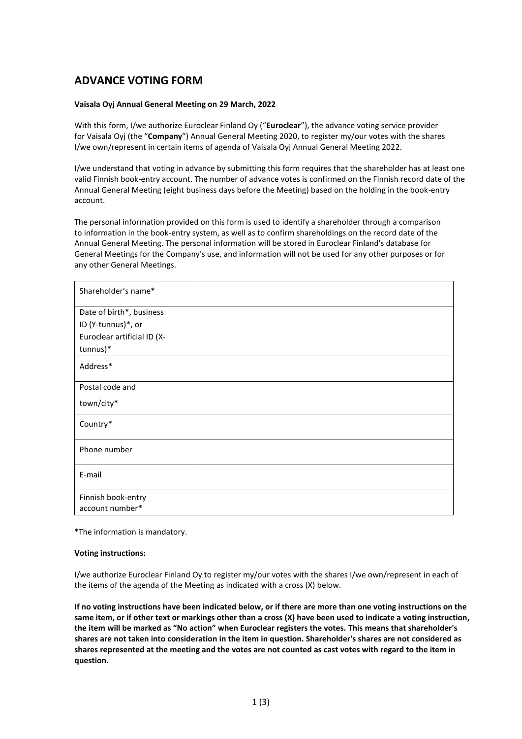# ADVANCE VOTING FORM

**Vaisala Oyj Annual General Meeting on 29 March, 2022**

With this form, I/we authorize Euroclear Finland Oy ("**Euroclear**"), the advance voting service provider for Vaisala Oyj (the "**Company**") Annual General Meeting 2020, to register my/our votes with the shares I/we own/represent in certain items of agenda of Vaisala Oyj Annual General Meeting 2022.

I/we understand that voting in advance by submitting this form requires that the shareholder has at least one valid Finnish book-entry account. The number of advance votes is confirmed on the Finnish record date of the Annual General Meeting (eight business days before the Meeting) based on the holding in the book-entry account.

The personal information provided on this form is used to identify a shareholder through a comparison to information in the book-entry system, as well as to confirm shareholdings on the record date of the Annual General Meeting. The personal information will be stored in Euroclear Finland's database for General Meetings for the Company's use, and information will not be used for any other purposes or for any other General Meetings.

| | |
|---|---|
| Shareholder's name* | |
| Date of birth*, business ID (Y-tunnus)*, or Euroclear artificial ID (X-tunnus)* | |
| Address* | |
| Postal code and town/city* | |
| Country* | |
| Phone number | |
| E-mail | |
| Finnish book-entry account number* | |

*The information is mandatory.

**Voting instructions:**

I/we authorize Euroclear Finland Oy to register my/our votes with the shares I/we own/represent in each of the items of the agenda of the Meeting as indicated with a cross (X) below.

**If no voting instructions have been indicated below, or if there are more than one voting instructions on the same item, or if other text or markings other than a cross (X) have been used to indicate a voting instruction, the item will be marked as "No action" when Euroclear registers the votes. This means that shareholder's shares are not taken into consideration in the item in question. Shareholder's shares are not considered as shares represented at the meeting and the votes are not counted as cast votes with regard to the item in question.**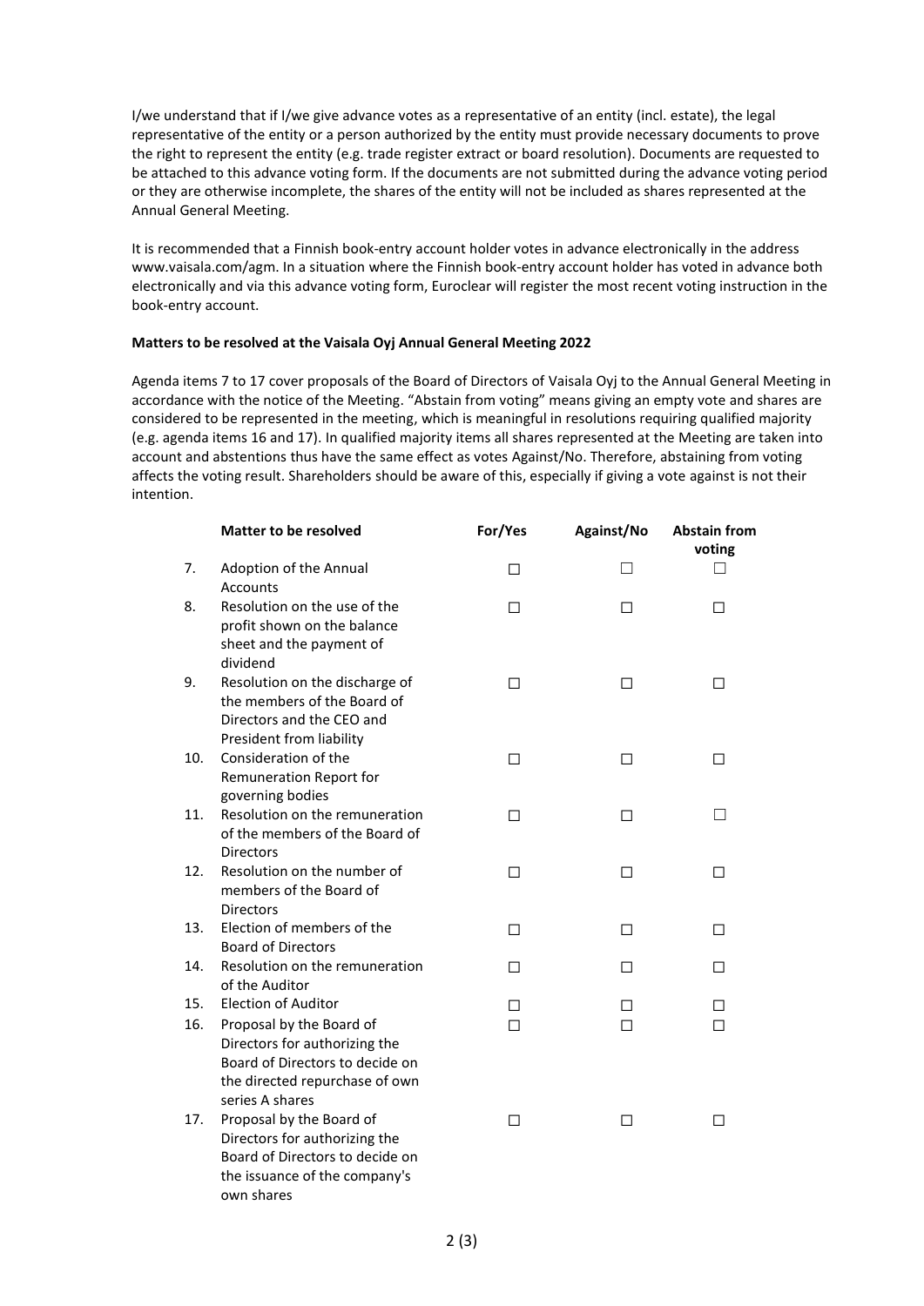I/we understand that if I/we give advance votes as a representative of an entity (incl. estate), the legal representative of the entity or a person authorized by the entity must provide necessary documents to prove the right to represent the entity (e.g. trade register extract or board resolution). Documents are requested to be attached to this advance voting form. If the documents are not submitted during the advance voting period or they are otherwise incomplete, the shares of the entity will not be included as shares represented at the Annual General Meeting.

It is recommended that a Finnish book-entry account holder votes in advance electronically in the address www.vaisala.com/agm. In a situation where the Finnish book-entry account holder has voted in advance both electronically and via this advance voting form, Euroclear will register the most recent voting instruction in the book-entry account.

**Matters to be resolved at the Vaisala Oyj Annual General Meeting 2022**

Agenda items 7 to 17 cover proposals of the Board of Directors of Vaisala Oyj to the Annual General Meeting in accordance with the notice of the Meeting. "Abstain from voting" means giving an empty vote and shares are considered to be represented in the meeting, which is meaningful in resolutions requiring qualified majority (e.g. agenda items 16 and 17). In qualified majority items all shares represented at the Meeting are taken into account and abstentions thus have the same effect as votes Against/No. Therefore, abstaining from voting affects the voting result. Shareholders should be aware of this, especially if giving a vote against is not their intention.

| | **Matter to be resolved** | **For/Yes** | **Against/No** | **Abstain from voting** |
|---|---|---|---|---|
| 7. | Adoption of the Annual Accounts | ☐ | ☐ | ☐ |
| 8. | Resolution on the use of the profit shown on the balance sheet and the payment of dividend | ☐ | ☐ | ☐ |
| 9. | Resolution on the discharge of the members of the Board of Directors and the CEO and President from liability | ☐ | ☐ | ☐ |
| 10. | Consideration of the Remuneration Report for governing bodies | ☐ | ☐ | ☐ |
| 11. | Resolution on the remuneration of the members of the Board of Directors | ☐ | ☐ | ☐ |
| 12. | Resolution on the number of members of the Board of Directors | ☐ | ☐ | ☐ |
| 13. | Election of members of the Board of Directors | ☐ | ☐ | ☐ |
| 14. | Resolution on the remuneration of the Auditor | ☐ | ☐ | ☐ |
| 15. | Election of Auditor | ☐ | ☐ | ☐ |
| 16. | Proposal by the Board of Directors for authorizing the Board of Directors to decide on the directed repurchase of own series A shares | ☐ | ☐ | ☐ |
| 17. | Proposal by the Board of Directors for authorizing the Board of Directors to decide on the issuance of the company's own shares | ☐ | ☐ | ☐ |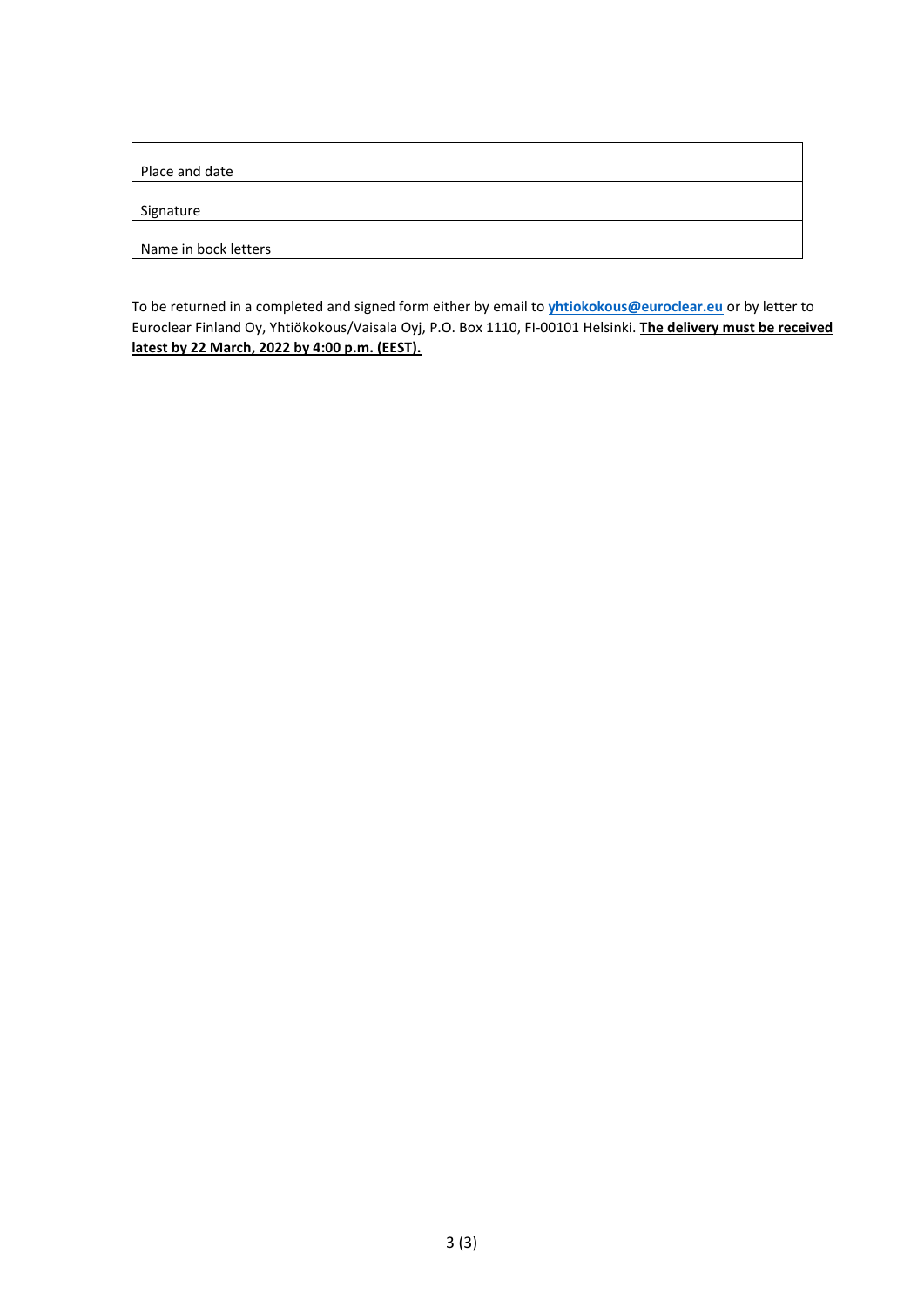| | |
|---|---|
| Place and date | |
| Signature | |
| Name in bock letters | |

To be returned in a completed and signed form either by email to **yhtiokokous@euroclear.eu** or by letter to Euroclear Finland Oy, Yhtiökokous/Vaisala Oyj, P.O. Box 1110, FI-00101 Helsinki. **The delivery must be received latest by 22 March, 2022 by 4:00 p.m. (EEST).**